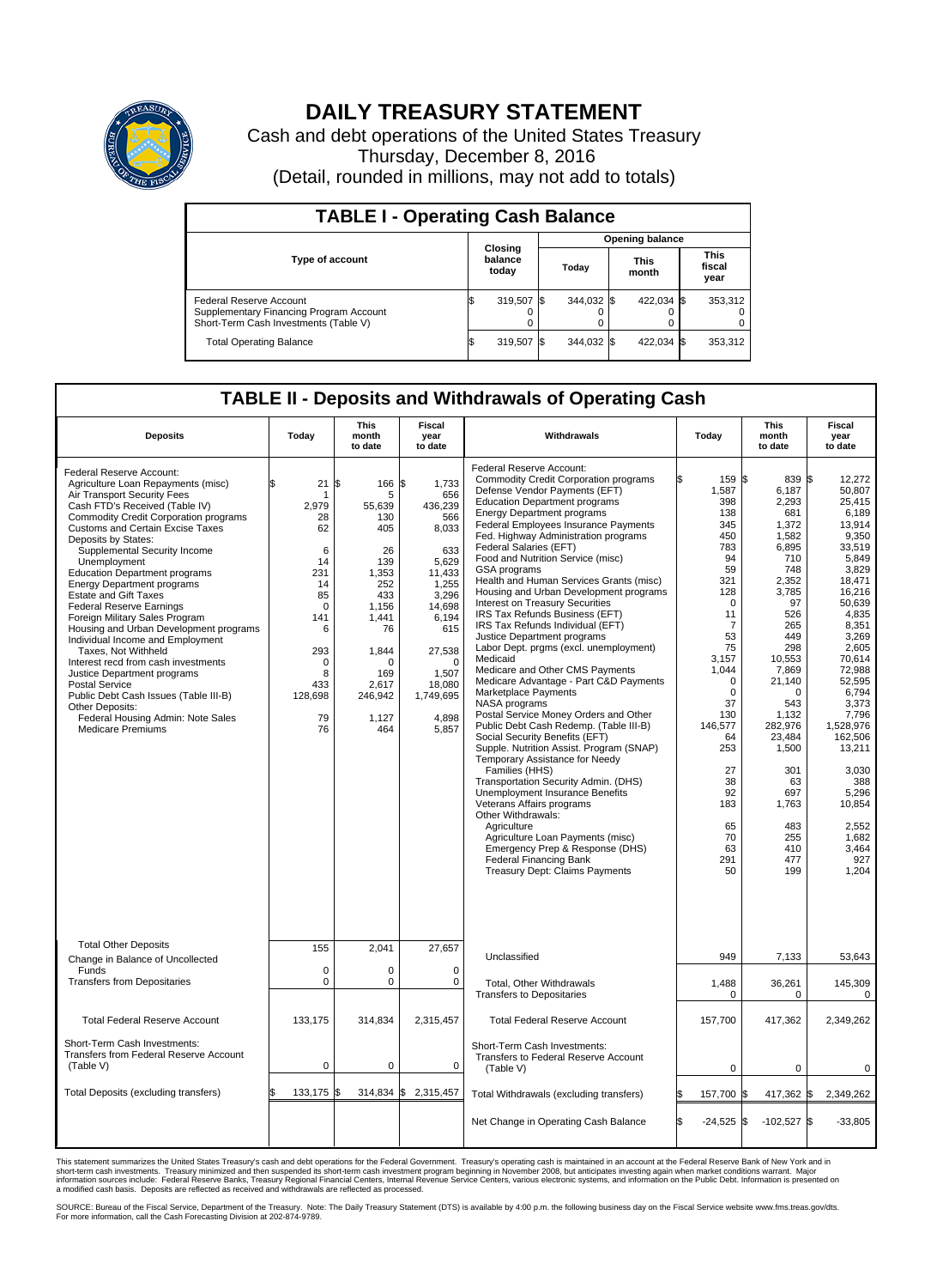# DAILY TREASURY STATEMENT

Cash and debt operations of the United States Treasury
Thursday, December 8, 2016
(Detail, rounded in millions, may not add to totals)

## TABLE I - Operating Cash Balance

| Type of account | Closing balance today | Opening balance Today | Opening balance This month | Opening balance This fiscal year |
|---|---|---|---|---|
| Federal Reserve Account | $ 319,507 | $ 344,032 | $ 422,034 | $ 353,312 |
| Supplementary Financing Program Account | 0 | 0 | 0 | 0 |
| Short-Term Cash Investments (Table V) | 0 | 0 | 0 | 0 |
| Total Operating Balance | $ 319,507 | $ 344,032 | $ 422,034 | $ 353,312 |

## TABLE II - Deposits and Withdrawals of Operating Cash

| Deposits | Today | This month to date | Fiscal year to date |
|---|---|---|---|
| Federal Reserve Account: | | | |
| Agriculture Loan Repayments (misc) | $ 21 | $ 166 | $ 1,733 |
| Air Transport Security Fees | 1 | 5 | 656 |
| Cash FTD's Received (Table IV) | 2,979 | 55,639 | 436,239 |
| Commodity Credit Corporation programs | 28 | 130 | 566 |
| Customs and Certain Excise Taxes | 62 | 405 | 8,033 |
| Deposits by States: | | | |
| Supplemental Security Income | 6 | 26 | 633 |
| Unemployment | 14 | 139 | 5,629 |
| Education Department programs | 231 | 1,353 | 11,433 |
| Energy Department programs | 14 | 252 | 1,255 |
| Estate and Gift Taxes | 85 | 433 | 3,296 |
| Federal Reserve Earnings | 0 | 1,156 | 14,698 |
| Foreign Military Sales Program | 141 | 1,441 | 6,194 |
| Housing and Urban Development programs | 6 | 76 | 615 |
| Individual Income and Employment Taxes, Not Withheld | 293 | 1,844 | 27,538 |
| Interest recd from cash investments | 0 | 0 | 0 |
| Justice Department programs | 8 | 169 | 1,507 |
| Postal Service | 433 | 2,617 | 18,080 |
| Public Debt Cash Issues (Table III-B) | 128,698 | 246,942 | 1,749,695 |
| Other Deposits: | | | |
| Federal Housing Admin: Note Sales | 79 | 1,127 | 4,898 |
| Medicare Premiums | 76 | 464 | 5,857 |
| Total Other Deposits | 155 | 2,041 | 27,657 |
| Change in Balance of Uncollected Funds | 0 | 0 | 0 |
| Transfers from Depositaries | 0 | 0 | 0 |
| Total Federal Reserve Account | 133,175 | 314,834 | 2,315,457 |
| Short-Term Cash Investments: Transfers from Federal Reserve Account (Table V) | 0 | 0 | 0 |
| Total Deposits (excluding transfers) | $ 133,175 | $ 314,834 | $ 2,315,457 |

| Withdrawals | Today | This month to date | Fiscal year to date |
|---|---|---|---|
| Federal Reserve Account: | | | |
| Commodity Credit Corporation programs | $ 159 | $ 839 | $ 12,272 |
| Defense Vendor Payments (EFT) | 1,587 | 6,187 | 50,807 |
| Education Department programs | 398 | 2,293 | 25,415 |
| Energy Department programs | 138 | 681 | 6,189 |
| Federal Employees Insurance Payments | 345 | 1,372 | 13,914 |
| Fed. Highway Administration programs | 450 | 1,582 | 9,350 |
| Federal Salaries (EFT) | 783 | 6,895 | 33,519 |
| Food and Nutrition Service (misc) | 94 | 710 | 5,849 |
| GSA programs | 59 | 748 | 3,829 |
| Health and Human Services Grants (misc) | 321 | 2,352 | 18,471 |
| Housing and Urban Development programs | 128 | 3,785 | 16,216 |
| Interest on Treasury Securities | 0 | 97 | 50,639 |
| IRS Tax Refunds Business (EFT) | 11 | 526 | 4,835 |
| IRS Tax Refunds Individual (EFT) | 7 | 265 | 8,351 |
| Justice Department programs | 53 | 449 | 3,269 |
| Labor Dept. prgms (excl. unemployment) | 75 | 298 | 2,605 |
| Medicaid | 3,157 | 10,553 | 70,614 |
| Medicare and Other CMS Payments | 1,044 | 7,869 | 72,988 |
| Medicare Advantage - Part C&D Payments | 0 | 21,140 | 52,595 |
| Marketplace Payments | 0 | 0 | 6,794 |
| NASA programs | 37 | 543 | 3,373 |
| Postal Service Money Orders and Other | 130 | 1,132 | 7,796 |
| Public Debt Cash Redemp. (Table III-B) | 146,577 | 282,976 | 1,528,976 |
| Social Security Benefits (EFT) | 64 | 23,484 | 162,506 |
| Supple. Nutrition Assist. Program (SNAP) | 253 | 1,500 | 13,211 |
| Temporary Assistance for Needy Families (HHS) | 27 | 301 | 3,030 |
| Transportation Security Admin. (DHS) | 38 | 63 | 388 |
| Unemployment Insurance Benefits | 92 | 697 | 5,296 |
| Veterans Affairs programs | 183 | 1,763 | 10,854 |
| Other Withdrawals: | | | |
| Agriculture | 65 | 483 | 2,552 |
| Agriculture Loan Payments (misc) | 70 | 255 | 1,682 |
| Emergency Prep & Response (DHS) | 63 | 410 | 3,464 |
| Federal Financing Bank | 291 | 477 | 927 |
| Treasury Dept: Claims Payments | 50 | 199 | 1,204 |
| Unclassified | 949 | 7,133 | 53,643 |
| Total, Other Withdrawals | 1,488 | 36,261 | 145,309 |
| Transfers to Depositaries | 0 | 0 | 0 |
| Total Federal Reserve Account | 157,700 | 417,362 | 2,349,262 |
| Short-Term Cash Investments: Transfers to Federal Reserve Account (Table V) | 0 | 0 | 0 |
| Total Withdrawals (excluding transfers) | $ 157,700 | $ 417,362 | $ 2,349,262 |
| Net Change in Operating Cash Balance | $ -24,525 | $ -102,527 | $ -33,805 |

This statement summarizes the United States Treasury's cash and debt operations for the Federal Government. Treasury's operating cash is maintained in an account at the Federal Reserve Bank of New York and in short-term cash investments. Treasury minimized and then suspended its short-term cash investment program beginning in November 2008, but anticipates investing again when market conditions warrant. Major information sources include: Federal Reserve Banks, Treasury Regional Financial Centers, Internal Revenue Service Centers, various electronic systems, and information on the Public Debt. Information is presented on a modified cash basis. Deposits are reflected as received and withdrawals are reflected as processed.

SOURCE: Bureau of the Fiscal Service, Department of the Treasury. Note: The Daily Treasury Statement (DTS) is available by 4:00 p.m. the following business day on the Fiscal Service website www.fms.treas.gov/dts. For more information, call the Cash Forecasting Division at 202-874-9789.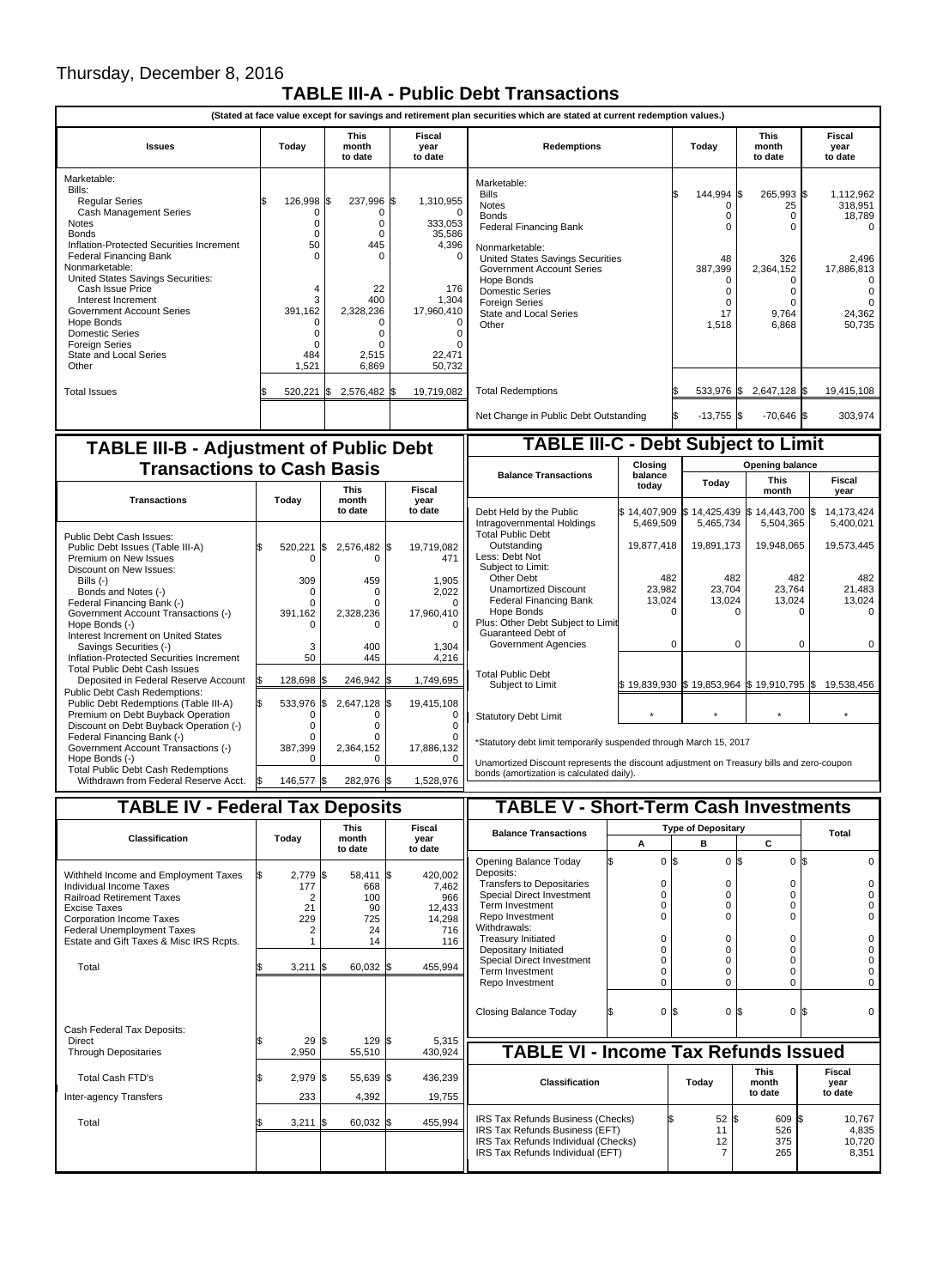Thursday, December 8, 2016

# TABLE III-A - Public Debt Transactions

(Stated at face value except for savings and retirement plan securities which are stated at current redemption values.)

| Issues | Today | This month to date | Fiscal year to date |
|---|---|---|---|
| Marketable: | | | |
| Bills: | | | |
| Regular Series | $ 126,998 | $ 237,996 | $ 1,310,955 |
| Cash Management Series | 0 | 0 | 0 |
| Notes | 0 | 0 | 333,053 |
| Bonds | 0 | 0 | 35,586 |
| Inflation-Protected Securities Increment | 50 | 445 | 4,396 |
| Federal Financing Bank | 0 | 0 | 0 |
| Nonmarketable: | | | |
| United States Savings Securities: | | | |
| Cash Issue Price | 4 | 22 | 176 |
| Interest Increment | 3 | 400 | 1,304 |
| Government Account Series | 391,162 | 2,328,236 | 17,960,410 |
| Hope Bonds | 0 | 0 | 0 |
| Domestic Series | 0 | 0 | 0 |
| Foreign Series | 0 | 0 | 0 |
| State and Local Series | 484 | 2,515 | 22,471 |
| Other | 1,521 | 6,869 | 50,732 |
| Total Issues | $ 520,221 | $ 2,576,482 | $ 19,719,082 |

| Redemptions | Today | This month to date | Fiscal year to date |
|---|---|---|---|
| Marketable: | | | |
| Bills | $ 144,994 | $ 265,993 | $ 1,112,962 |
| Notes | 0 | 25 | 318,951 |
| Bonds | 0 | 0 | 18,789 |
| Federal Financing Bank | 0 | 0 | 0 |
| Nonmarketable: | | | |
| United States Savings Securities | 48 | 326 | 2,496 |
| Government Account Series | 387,399 | 2,364,152 | 17,886,813 |
| Hope Bonds | 0 | 0 | 0 |
| Domestic Series | 0 | 0 | 0 |
| Foreign Series | 0 | 0 | 0 |
| State and Local Series | 17 | 9,764 | 24,362 |
| Other | 1,518 | 6,868 | 50,735 |
| Total Redemptions | $ 533,976 | $ 2,647,128 | $ 19,415,108 |
| Net Change in Public Debt Outstanding | $ -13,755 | $ -70,646 | $ 303,974 |

# TABLE III-B - Adjustment of Public Debt Transactions to Cash Basis

| Transactions | Today | This month to date | Fiscal year to date |
|---|---|---|---|
| Public Debt Cash Issues: | | | |
| Public Debt Issues (Table III-A) | $ 520,221 | $ 2,576,482 | $ 19,719,082 |
| Premium on New Issues | 0 | 0 | 471 |
| Discount on New Issues: | | | |
| Bills (-) | 309 | 459 | 1,905 |
| Bonds and Notes (-) | 0 | 0 | 2,022 |
| Federal Financing Bank (-) | 0 | 0 | 0 |
| Government Account Transactions (-) | 391,162 | 2,328,236 | 17,960,410 |
| Hope Bonds (-) | 0 | 0 | 0 |
| Interest Increment on United States Savings Securities (-) | 3 | 400 | 1,304 |
| Inflation-Protected Securities Increment | 50 | 445 | 4,216 |
| Total Public Debt Cash Issues Deposited in Federal Reserve Account | $ 128,698 | $ 246,942 | $ 1,749,695 |
| Public Debt Cash Redemptions: | | | |
| Public Debt Redemptions (Table III-A) | $ 533,976 | $ 2,647,128 | $ 19,415,108 |
| Premium on Debt Buyback Operation | 0 | 0 | 0 |
| Discount on Debt Buyback Operation (-) | 0 | 0 | 0 |
| Federal Financing Bank (-) | 0 | 0 | 0 |
| Government Account Transactions (-) | 387,399 | 2,364,152 | 17,886,132 |
| Hope Bonds (-) | 0 | 0 | 0 |
| Total Public Debt Cash Redemptions Withdrawn from Federal Reserve Acct. | $ 146,577 | $ 282,976 | $ 1,528,976 |

# TABLE III-C - Debt Subject to Limit

| Balance Transactions | Closing balance today | Opening balance Today | Opening balance This month | Opening balance Fiscal year |
|---|---|---|---|---|
| Debt Held by the Public | $ 14,407,909 | $ 14,425,439 | $ 14,443,700 | $ 14,173,424 |
| Intragovernmental Holdings | 5,469,509 | 5,465,734 | 5,504,365 | 5,400,021 |
| Total Public Debt Outstanding | 19,877,418 | 19,891,173 | 19,948,065 | 19,573,445 |
| Less: Debt Not Subject to Limit: | | | | |
| Other Debt | 482 | 482 | 482 | 482 |
| Unamortized Discount | 23,982 | 23,704 | 23,764 | 21,483 |
| Federal Financing Bank | 13,024 | 13,024 | 13,024 | 13,024 |
| Hope Bonds | 0 | 0 | 0 | 0 |
| Plus: Other Debt Subject to Limit | | | | |
| Guaranteed Debt of Government Agencies | 0 | 0 | 0 | 0 |
| Total Public Debt Subject to Limit | $ 19,839,930 | $ 19,853,964 | $ 19,910,795 | $ 19,538,456 |
| Statutory Debt Limit | * | * | * | * |

*Statutory debt limit temporarily suspended through March 15, 2017

Unamortized Discount represents the discount adjustment on Treasury bills and zero-coupon bonds (amortization is calculated daily).

# TABLE IV - Federal Tax Deposits

| Classification | Today | This month to date | Fiscal year to date |
|---|---|---|---|
| Withheld Income and Employment Taxes | $ 2,779 | $ 58,411 | $ 420,002 |
| Individual Income Taxes | 177 | 668 | 7,462 |
| Railroad Retirement Taxes | 2 | 100 | 966 |
| Excise Taxes | 21 | 90 | 12,433 |
| Corporation Income Taxes | 229 | 725 | 14,298 |
| Federal Unemployment Taxes | 2 | 24 | 716 |
| Estate and Gift Taxes & Misc IRS Rcpts. | 1 | 14 | 116 |
| Total | $ 3,211 | $ 60,032 | $ 455,994 |
| Cash Federal Tax Deposits: | | | |
| Direct | $ 29 | $ 129 | $ 5,315 |
| Through Depositaries | 2,950 | 55,510 | 430,924 |
| Total Cash FTD's | $ 2,979 | $ 55,639 | $ 436,239 |
| Inter-agency Transfers | 233 | 4,392 | 19,755 |
| Total | $ 3,211 | $ 60,032 | $ 455,994 |

# TABLE V - Short-Term Cash Investments

| Balance Transactions | Type of Depositary A | Type of Depositary B | Type of Depositary C | Total |
|---|---|---|---|---|
| Opening Balance Today | $ 0 | $ 0 | $ 0 | $ 0 |
| Deposits: | | | | |
| Transfers to Depositaries | 0 | 0 | 0 | 0 |
| Special Direct Investment | 0 | 0 | 0 | 0 |
| Term Investment | 0 | 0 | 0 | 0 |
| Repo Investment | 0 | 0 | 0 | 0 |
| Withdrawals: | | | | |
| Treasury Initiated | 0 | 0 | 0 | 0 |
| Depositary Initiated | 0 | 0 | 0 | 0 |
| Special Direct Investment | 0 | 0 | 0 | 0 |
| Term Investment | 0 | 0 | 0 | 0 |
| Repo Investment | 0 | 0 | 0 | 0 |
| Closing Balance Today | $ 0 | $ 0 | $ 0 | $ 0 |

# TABLE VI - Income Tax Refunds Issued

| Classification | Today | This month to date | Fiscal year to date |
|---|---|---|---|
| IRS Tax Refunds Business (Checks) | $ 52 | $ 609 | $ 10,767 |
| IRS Tax Refunds Business (EFT) | 11 | 526 | 4,835 |
| IRS Tax Refunds Individual (Checks) | 12 | 375 | 10,720 |
| IRS Tax Refunds Individual (EFT) | 7 | 265 | 8,351 |